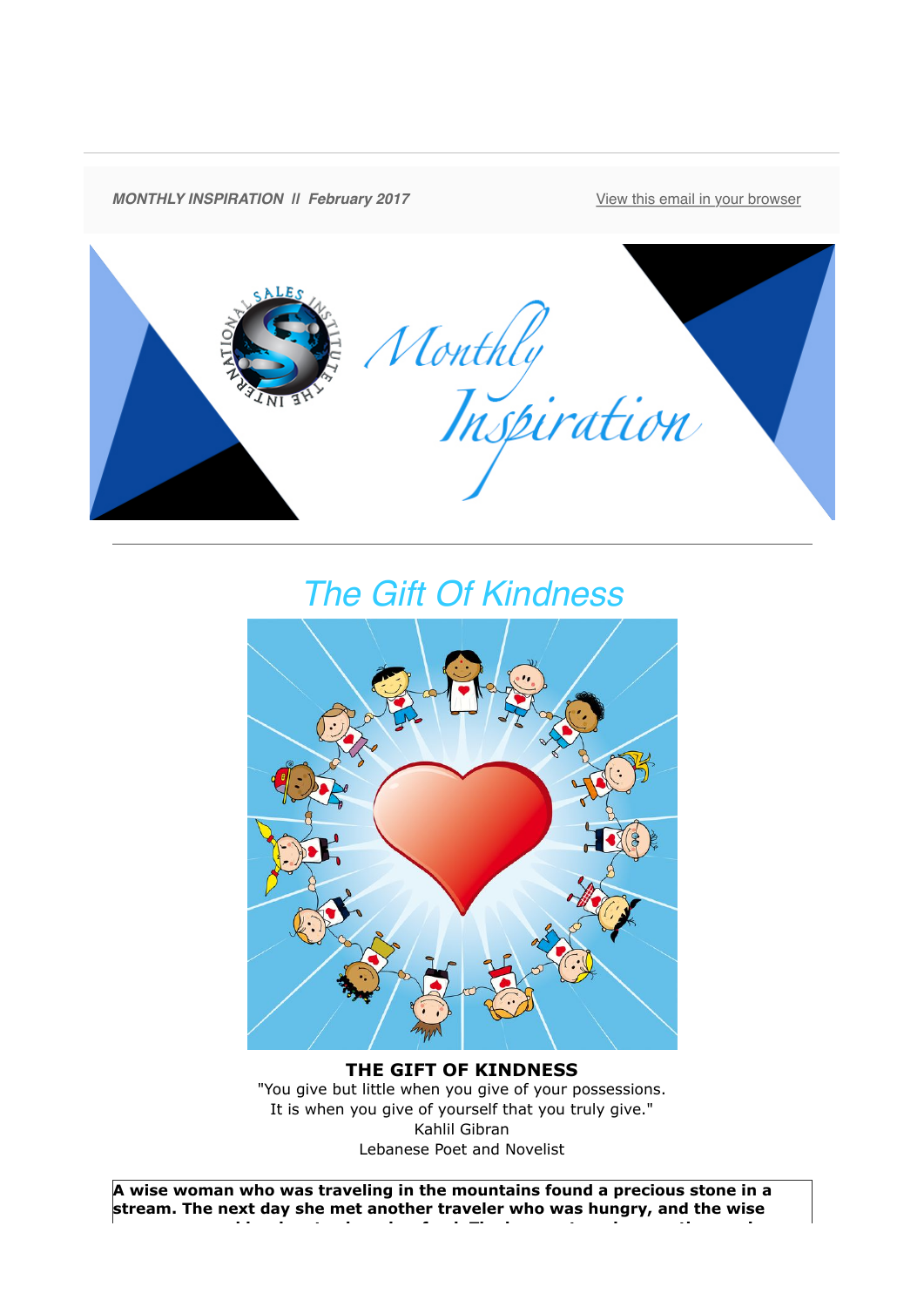*MONTHLY INSPIRATION II February 2017*

View this email in your browser

# The Gift Of Kindness

**THE GIFT OF KINDNESS**

"You give but little when you give of your possessions.
It is when you give of yourself that you truly give."
Kahlil Gibran
Lebanese Poet and Novelist

**A wise woman who was traveling in the mountains found a precious stone in a stream. The next day she met another traveler who was hungry, and the wise**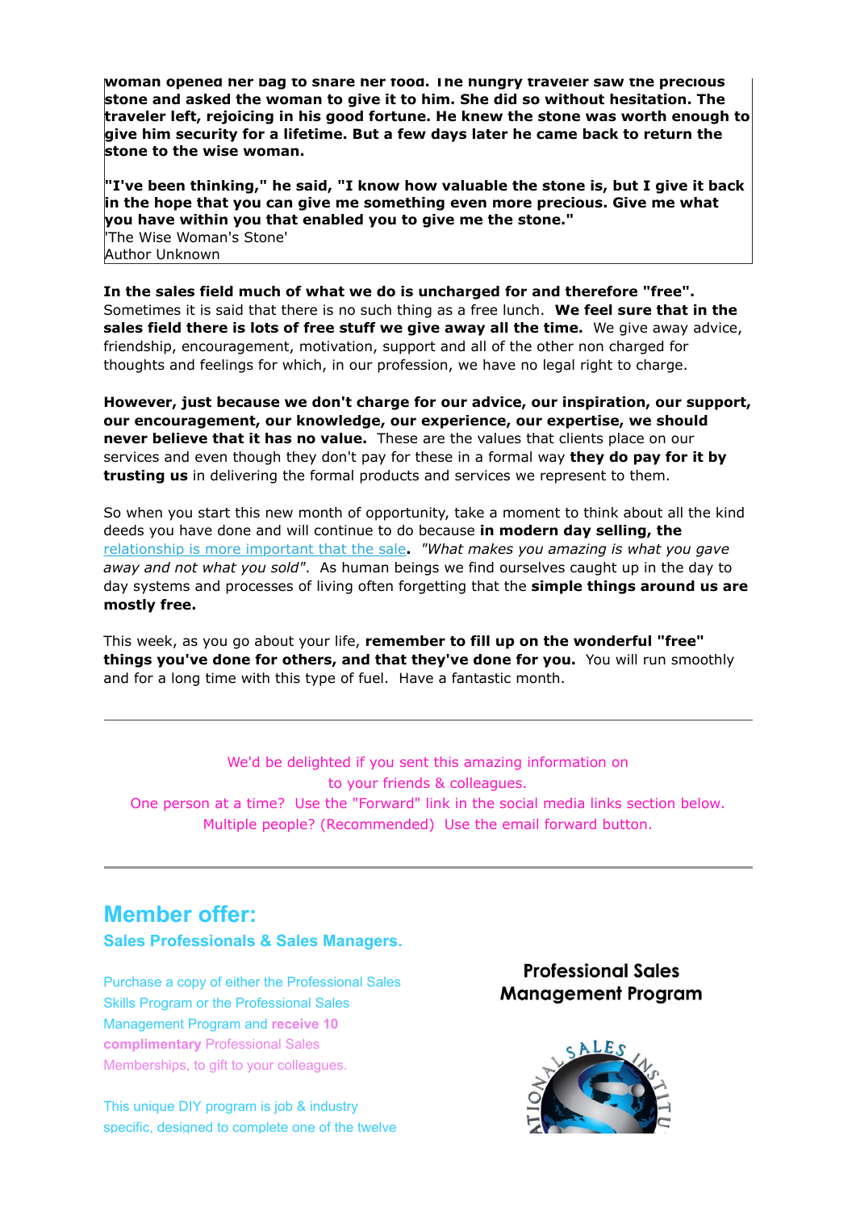**woman opened her bag to share her food. The hungry traveler saw the precious stone and asked the woman to give it to him. She did so without hesitation. The traveler left, rejoicing in his good fortune. He knew the stone was worth enough to give him security for a lifetime. But a few days later he came back to return the stone to the wise woman.**

**"I've been thinking," he said, "I know how valuable the stone is, but I give it back in the hope that you can give me something even more precious. Give me what you have within you that enabled you to give me the stone."**
'The Wise Woman's Stone'
Author Unknown

**In the sales field much of what we do is uncharged for and therefore "free".** Sometimes it is said that there is no such thing as a free lunch. **We feel sure that in the sales field there is lots of free stuff we give away all the time.** We give away advice, friendship, encouragement, motivation, support and all of the other non charged for thoughts and feelings for which, in our profession, we have no legal right to charge.

**However, just because we don't charge for our advice, our inspiration, our support, our encouragement, our knowledge, our experience, our expertise, we should never believe that it has no value.** These are the values that clients place on our services and even though they don't pay for these in a formal way **they do pay for it by trusting us** in delivering the formal products and services we represent to them.

So when you start this new month of opportunity, take a moment to think about all the kind deeds you have done and will continue to do because **in modern day selling, the** relationship is more important that the sale**.** *"What makes you amazing is what you gave away and not what you sold".* As human beings we find ourselves caught up in the day to day systems and processes of living often forgetting that the **simple things around us are mostly free.**

This week, as you go about your life, **remember to fill up on the wonderful "free" things you've done for others, and that they've done for you.** You will run smoothly and for a long time with this type of fuel. Have a fantastic month.

---

We'd be delighted if you sent this amazing information on to your friends & colleagues.
One person at a time? Use the "Forward" link in the social media links section below.
Multiple people? (Recommended) Use the email forward button.

---

## Member offer:

### Sales Professionals & Sales Managers.

Purchase a copy of either the Professional Sales Skills Program or the Professional Sales Management Program and **receive 10 complimentary** Professional Sales Memberships, to gift to your colleagues.

This unique DIY program is job & industry specific, designed to complete one of the twelve

**Professional Sales Management Program**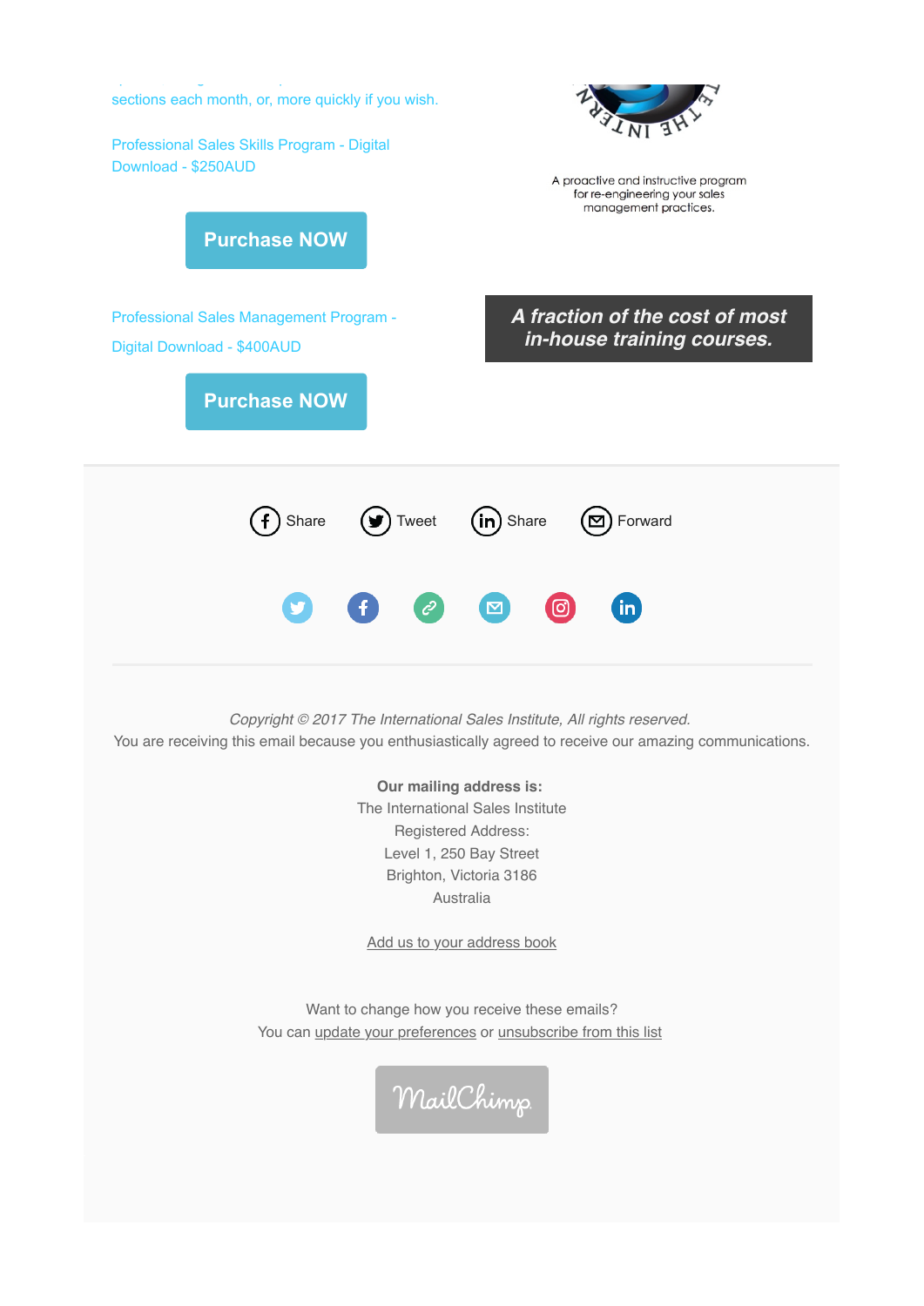sections each month, or, more quickly if you wish.

Professional Sales Skills Program - Digital Download - $250AUD

Purchase NOW

Professional Sales Management Program - Digital Download - $400AUD

Purchase NOW

A proactive and instructive program for re-engineering your sales management practices.

***A fraction of the cost of most in-house training courses.***

Share Tweet Share Forward

*Copyright © 2017 The International Sales Institute, All rights reserved.*
You are receiving this email because you enthusiastically agreed to receive our amazing communications.

**Our mailing address is:**
The International Sales Institute
Registered Address:
Level 1, 250 Bay Street
Brighton, Victoria 3186
Australia

Add us to your address book

Want to change how you receive these emails?
You can update your preferences or unsubscribe from this list

MailChimp